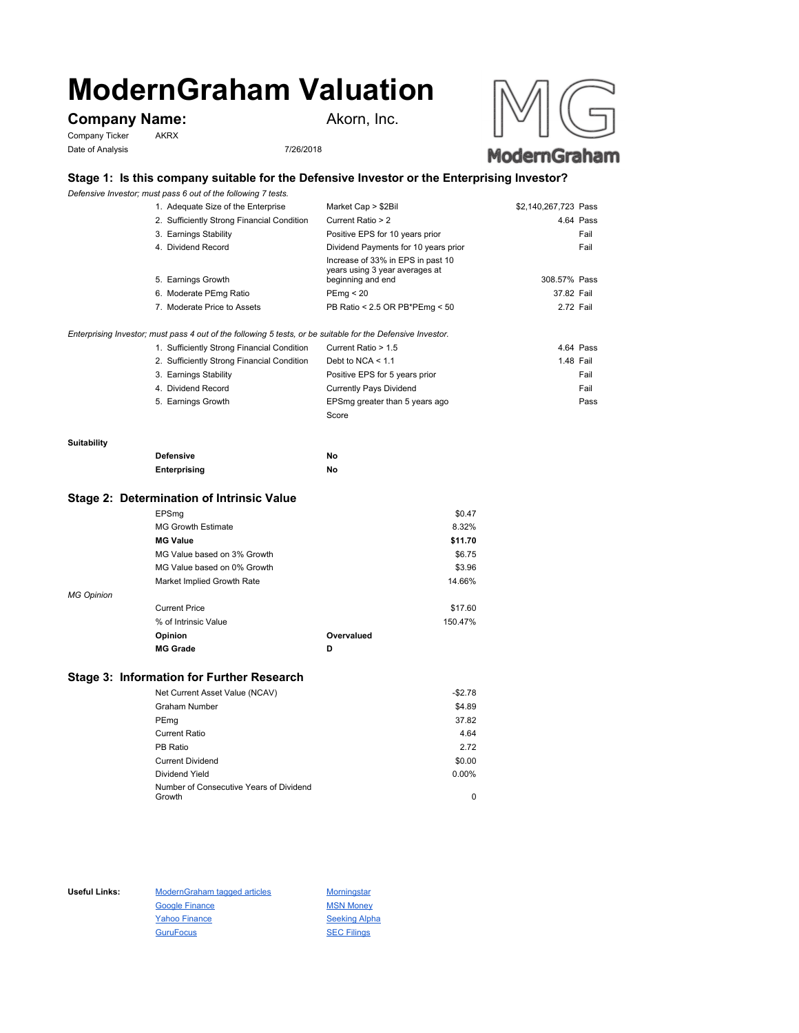# ModernGraham Valuation

## Company Name: Akorn, Inc.

Company Ticker AKRX

Date of Analysis 7/26/2018

### Stage 1: Is this company suitable for the Defensive Investor or the Enterprising Investor?

*Defensive Investor; must pass 6 out of the following 7 tests.*

| Test | Criterion | Value | Result |
|---|---|---|---|
| 1. Adequate Size of the Enterprise | Market Cap > $2Bil | $2,140,267,723 | Pass |
| 2. Sufficiently Strong Financial Condition | Current Ratio > 2 | 4.64 | Pass |
| 3. Earnings Stability | Positive EPS for 10 years prior | | Fail |
| 4. Dividend Record | Dividend Payments for 10 years prior | | Fail |
| 5. Earnings Growth | Increase of 33% in EPS in past 10 years using 3 year averages at beginning and end | 308.57% | Pass |
| 6. Moderate PEmg Ratio | PEmg < 20 | 37.82 | Fail |
| 7. Moderate Price to Assets | PB Ratio < 2.5 OR PB*PEmg < 50 | 2.72 | Fail |

*Enterprising Investor; must pass 4 out of the following 5 tests, or be suitable for the Defensive Investor.*

| Test | Criterion | Value | Result |
|---|---|---|---|
| 1. Sufficiently Strong Financial Condition | Current Ratio > 1.5 | 4.64 | Pass |
| 2. Sufficiently Strong Financial Condition | Debt to NCA < 1.1 | 1.48 | Fail |
| 3. Earnings Stability | Positive EPS for 5 years prior | | Fail |
| 4. Dividend Record | Currently Pays Dividend | | Fail |
| 5. Earnings Growth | EPSmg greater than 5 years ago | | Pass |
| | Score | | |

**Suitability**

| | |
|---|---|
| **Defensive** | No |
| **Enterprising** | No |

### Stage 2: Determination of Intrinsic Value

| | |
|---|---|
| EPSmg | $0.47 |
| MG Growth Estimate | 8.32% |
| **MG Value** | **$11.70** |
| MG Value based on 3% Growth | $6.75 |
| MG Value based on 0% Growth | $3.96 |
| Market Implied Growth Rate | 14.66% |

*MG Opinion*

| | | |
|---|---|---|
| Current Price | | $17.60 |
| % of Intrinsic Value | | 150.47% |
| **Opinion** | **Overvalued** | |
| **MG Grade** | **D** | |

### Stage 3: Information for Further Research

| | |
|---|---|
| Net Current Asset Value (NCAV) | -$2.78 |
| Graham Number | $4.89 |
| PEmg | 37.82 |
| Current Ratio | 4.64 |
| PB Ratio | 2.72 |
| Current Dividend | $0.00 |
| Dividend Yield | 0.00% |
| Number of Consecutive Years of Dividend Growth | 0 |

**Useful Links:**

- ModernGraham tagged articles
- Google Finance
- Yahoo Finance
- GuruFocus
- Morningstar
- MSN Money
- Seeking Alpha
- SEC Filings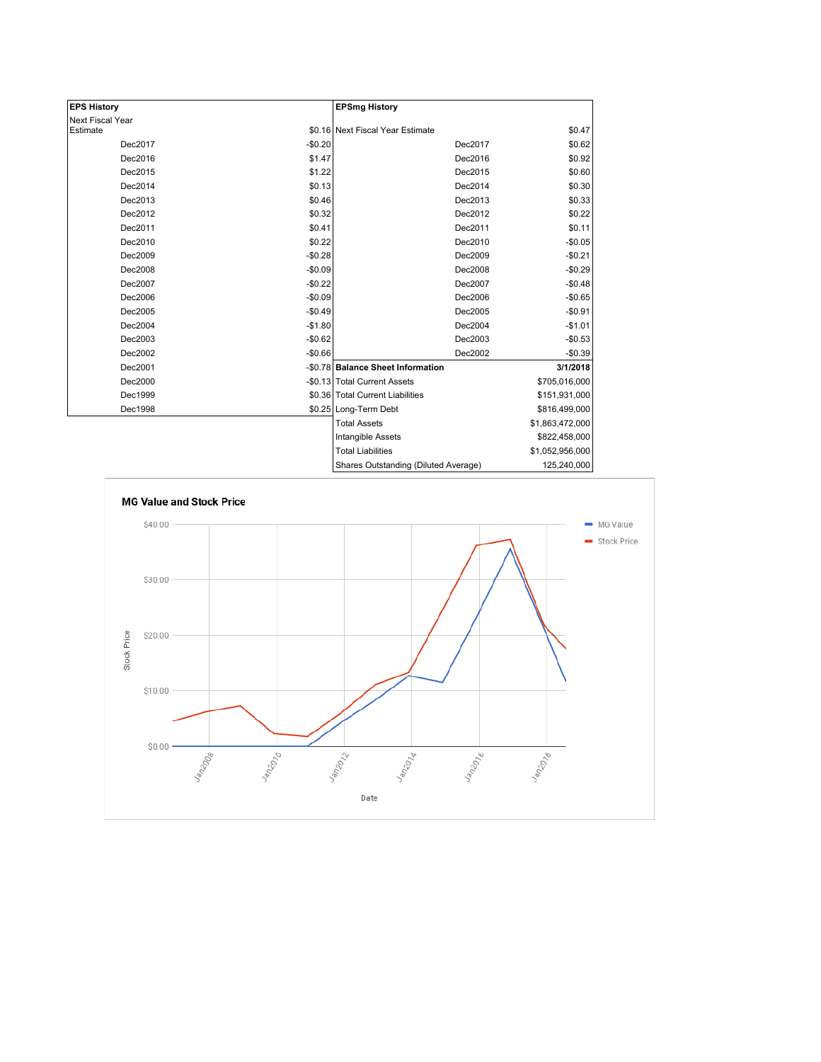| EPS History | |
|---|---|
| Next Fiscal Year Estimate | $0.16 |
| Dec2017 | -$0.20 |
| Dec2016 | $1.47 |
| Dec2015 | $1.22 |
| Dec2014 | $0.13 |
| Dec2013 | $0.46 |
| Dec2012 | $0.32 |
| Dec2011 | $0.41 |
| Dec2010 | $0.22 |
| Dec2009 | -$0.28 |
| Dec2008 | -$0.09 |
| Dec2007 | -$0.22 |
| Dec2006 | -$0.09 |
| Dec2005 | -$0.49 |
| Dec2004 | -$1.80 |
| Dec2003 | -$0.62 |
| Dec2002 | -$0.66 |
| Dec2001 | -$0.78 |
| Dec2000 | -$0.13 |
| Dec1999 | $0.36 |
| Dec1998 | $0.25 |

| EPSmg History | |
|---|---|
| Next Fiscal Year Estimate | $0.47 |
| Dec2017 | $0.62 |
| Dec2016 | $0.92 |
| Dec2015 | $0.60 |
| Dec2014 | $0.30 |
| Dec2013 | $0.33 |
| Dec2012 | $0.22 |
| Dec2011 | $0.11 |
| Dec2010 | -$0.05 |
| Dec2009 | -$0.21 |
| Dec2008 | -$0.29 |
| Dec2007 | -$0.48 |
| Dec2006 | -$0.65 |
| Dec2005 | -$0.91 |
| Dec2004 | -$1.01 |
| Dec2003 | -$0.53 |
| Dec2002 | -$0.39 |

| Balance Sheet Information | 3/1/2018 |
|---|---|
| Total Current Assets | $705,016,000 |
| Total Current Liabilities | $151,931,000 |
| Long-Term Debt | $816,499,000 |
| Total Assets | $1,863,472,000 |
| Intangible Assets | $822,458,000 |
| Total Liabilities | $1,052,956,000 |
| Shares Outstanding (Diluted Average) | 125,240,000 |

**MG Value and Stock Price**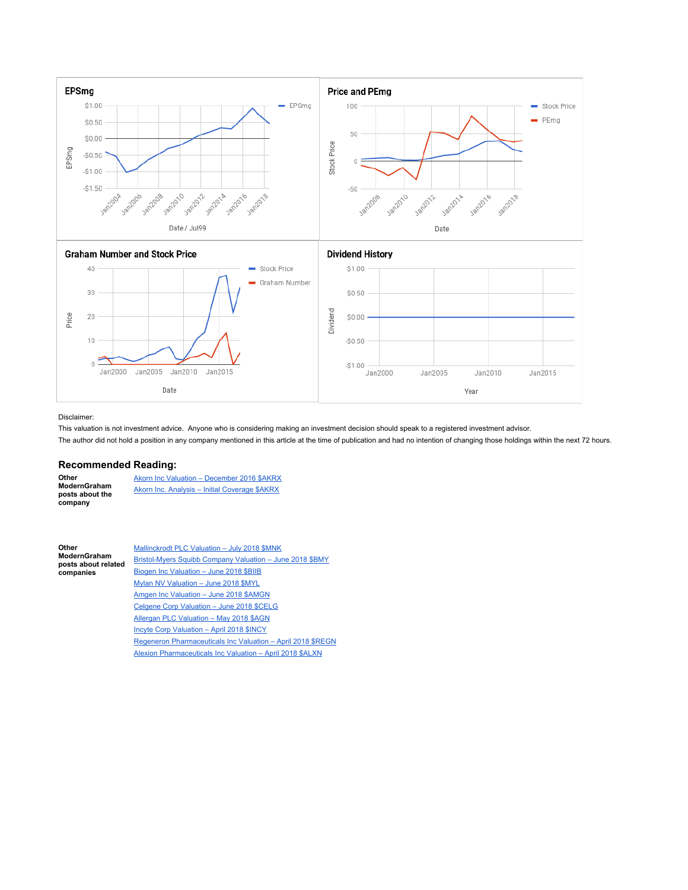## EPSmg

$1.00
$0.50
$0.00
-$0.50
-$1.00
-$1.50

EPSmg

Jan2004 Jan2006 Jan2008 Jan2010 Jan2012 Jan2014 Jan2016 Jan2018

Date / Jul99

EPSmg

## Price and PEmg

100
50
0
-50

Stock Price

Jan2008 Jan2010 Jan2012 Jan2014 Jan2016 Jan2018

Date

Stock Price
PEmg

## Graham Number and Stock Price

40
30
20
10
0

Price

Jan2000 Jan2005 Jan2010 Jan2015

Date

Stock Price
Graham Number

## Dividend History

$1.00
$0.50
$0.00
-$0.50
-$1.00

Dividend

Jan2000 Jan2005 Jan2010 Jan2015

Year

Disclaimer:

This valuation is not investment advice. Anyone who is considering making an investment decision should speak to a registered investment advisor.

The author did not hold a position in any company mentioned in this article at the time of publication and had no intention of changing those holdings within the next 72 hours.

## Recommended Reading:

**Other ModernGraham posts about the company**

- Akorn Inc Valuation – December 2016 $AKRX
- Akorn Inc. Analysis – Initial Coverage $AKRX

**Other ModernGraham posts about related companies**

- Mallinckrodt PLC Valuation – July 2018 $MNK
- Bristol-Myers Squibb Company Valuation – June 2018 $BMY
- Biogen Inc Valuation – June 2018 $BIIB
- Mylan NV Valuation – June 2018 $MYL
- Amgen Inc Valuation – June 2018 $AMGN
- Celgene Corp Valuation – June 2018 $CELG
- Allergan PLC Valuation – May 2018 $AGN
- Incyte Corp Valuation – April 2018 $INCY
- Regeneron Pharmaceuticals Inc Valuation – April 2018 $REGN
- Alexion Pharmaceuticals Inc Valuation – April 2018 $ALXN